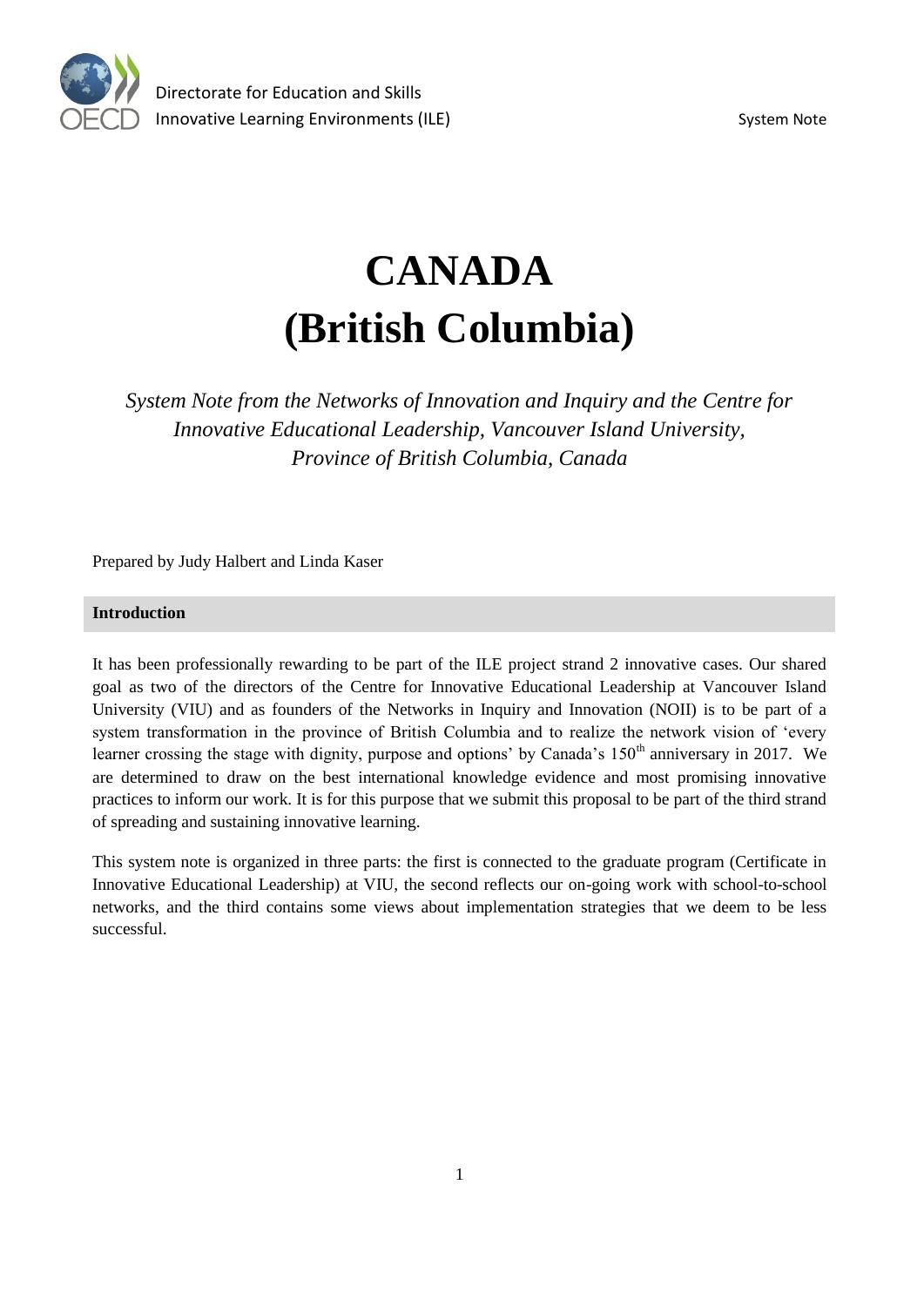# CANADA
# (British Columbia)

*System Note from the Networks of Innovation and Inquiry and the Centre for Innovative Educational Leadership, Vancouver Island University, Province of British Columbia, Canada*

Prepared by Judy Halbert and Linda Kaser

## Introduction

It has been professionally rewarding to be part of the ILE project strand 2 innovative cases. Our shared goal as two of the directors of the Centre for Innovative Educational Leadership at Vancouver Island University (VIU) and as founders of the Networks in Inquiry and Innovation (NOII) is to be part of a system transformation in the province of British Columbia and to realize the network vision of 'every learner crossing the stage with dignity, purpose and options' by Canada's 150th anniversary in 2017. We are determined to draw on the best international knowledge evidence and most promising innovative practices to inform our work. It is for this purpose that we submit this proposal to be part of the third strand of spreading and sustaining innovative learning.

This system note is organized in three parts: the first is connected to the graduate program (Certificate in Innovative Educational Leadership) at VIU, the second reflects our on-going work with school-to-school networks, and the third contains some views about implementation strategies that we deem to be less successful.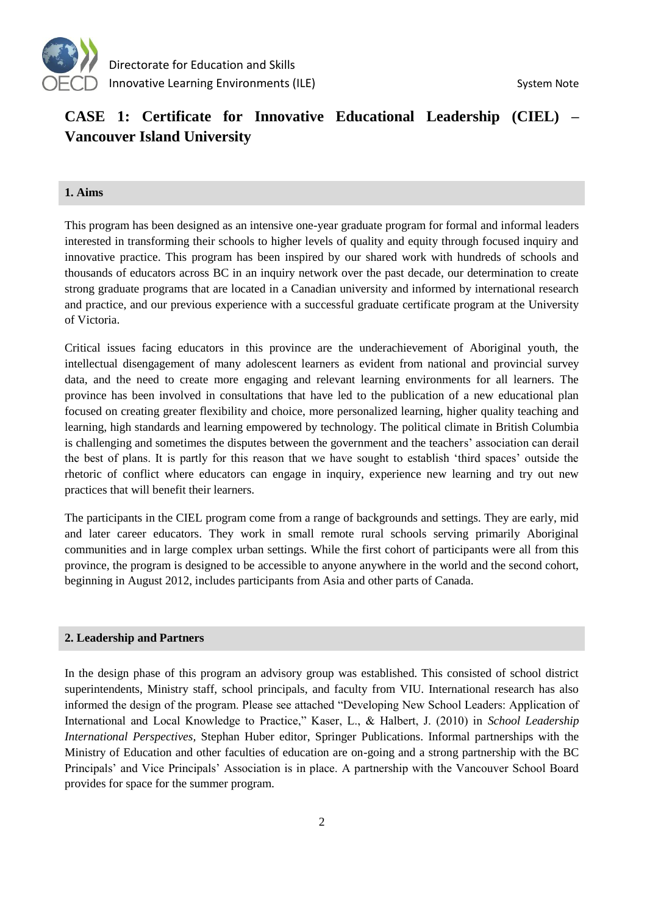# CASE 1: Certificate for Innovative Educational Leadership (CIEL) – Vancouver Island University

## 1. Aims

This program has been designed as an intensive one-year graduate program for formal and informal leaders interested in transforming their schools to higher levels of quality and equity through focused inquiry and innovative practice. This program has been inspired by our shared work with hundreds of schools and thousands of educators across BC in an inquiry network over the past decade, our determination to create strong graduate programs that are located in a Canadian university and informed by international research and practice, and our previous experience with a successful graduate certificate program at the University of Victoria.

Critical issues facing educators in this province are the underachievement of Aboriginal youth, the intellectual disengagement of many adolescent learners as evident from national and provincial survey data, and the need to create more engaging and relevant learning environments for all learners. The province has been involved in consultations that have led to the publication of a new educational plan focused on creating greater flexibility and choice, more personalized learning, higher quality teaching and learning, high standards and learning empowered by technology. The political climate in British Columbia is challenging and sometimes the disputes between the government and the teachers' association can derail the best of plans. It is partly for this reason that we have sought to establish 'third spaces' outside the rhetoric of conflict where educators can engage in inquiry, experience new learning and try out new practices that will benefit their learners.

The participants in the CIEL program come from a range of backgrounds and settings. They are early, mid and later career educators. They work in small remote rural schools serving primarily Aboriginal communities and in large complex urban settings. While the first cohort of participants were all from this province, the program is designed to be accessible to anyone anywhere in the world and the second cohort, beginning in August 2012, includes participants from Asia and other parts of Canada.

## 2. Leadership and Partners

In the design phase of this program an advisory group was established. This consisted of school district superintendents, Ministry staff, school principals, and faculty from VIU. International research has also informed the design of the program. Please see attached "Developing New School Leaders: Application of International and Local Knowledge to Practice," Kaser, L., & Halbert, J. (2010) in *School Leadership International Perspectives,* Stephan Huber editor, Springer Publications. Informal partnerships with the Ministry of Education and other faculties of education are on-going and a strong partnership with the BC Principals' and Vice Principals' Association is in place. A partnership with the Vancouver School Board provides for space for the summer program.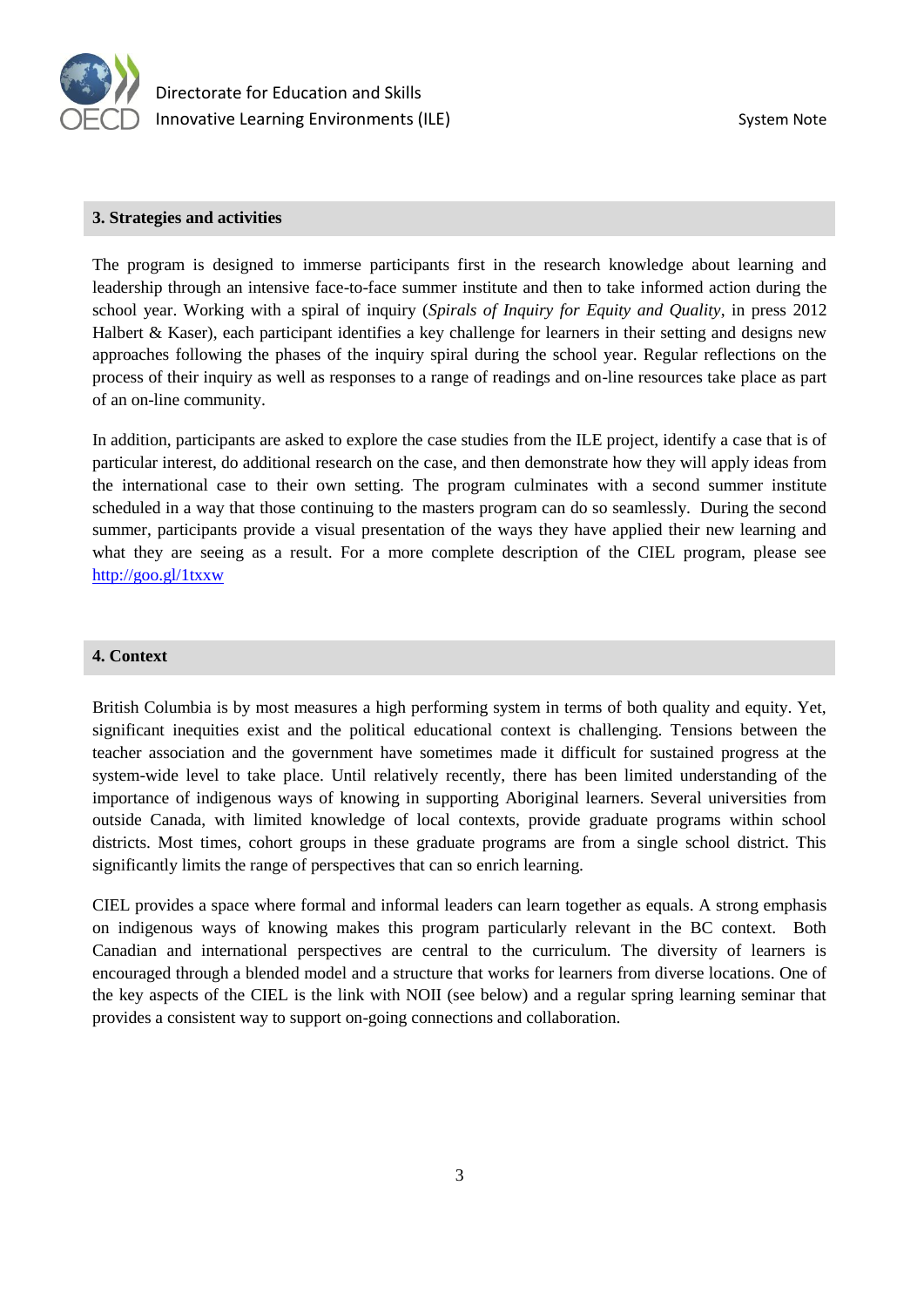## 3. Strategies and activities

The program is designed to immerse participants first in the research knowledge about learning and leadership through an intensive face-to-face summer institute and then to take informed action during the school year. Working with a spiral of inquiry (*Spirals of Inquiry for Equity and Quality*, in press 2012 Halbert & Kaser), each participant identifies a key challenge for learners in their setting and designs new approaches following the phases of the inquiry spiral during the school year. Regular reflections on the process of their inquiry as well as responses to a range of readings and on-line resources take place as part of an on-line community.

In addition, participants are asked to explore the case studies from the ILE project, identify a case that is of particular interest, do additional research on the case, and then demonstrate how they will apply ideas from the international case to their own setting. The program culminates with a second summer institute scheduled in a way that those continuing to the masters program can do so seamlessly. During the second summer, participants provide a visual presentation of the ways they have applied their new learning and what they are seeing as a result. For a more complete description of the CIEL program, please see [http://goo.gl/1txxw](http://goo.gl/1txxw)

## 4. Context

British Columbia is by most measures a high performing system in terms of both quality and equity. Yet, significant inequities exist and the political educational context is challenging. Tensions between the teacher association and the government have sometimes made it difficult for sustained progress at the system-wide level to take place. Until relatively recently, there has been limited understanding of the importance of indigenous ways of knowing in supporting Aboriginal learners. Several universities from outside Canada, with limited knowledge of local contexts, provide graduate programs within school districts. Most times, cohort groups in these graduate programs are from a single school district. This significantly limits the range of perspectives that can so enrich learning.

CIEL provides a space where formal and informal leaders can learn together as equals. A strong emphasis on indigenous ways of knowing makes this program particularly relevant in the BC context. Both Canadian and international perspectives are central to the curriculum. The diversity of learners is encouraged through a blended model and a structure that works for learners from diverse locations. One of the key aspects of the CIEL is the link with NOII (see below) and a regular spring learning seminar that provides a consistent way to support on-going connections and collaboration.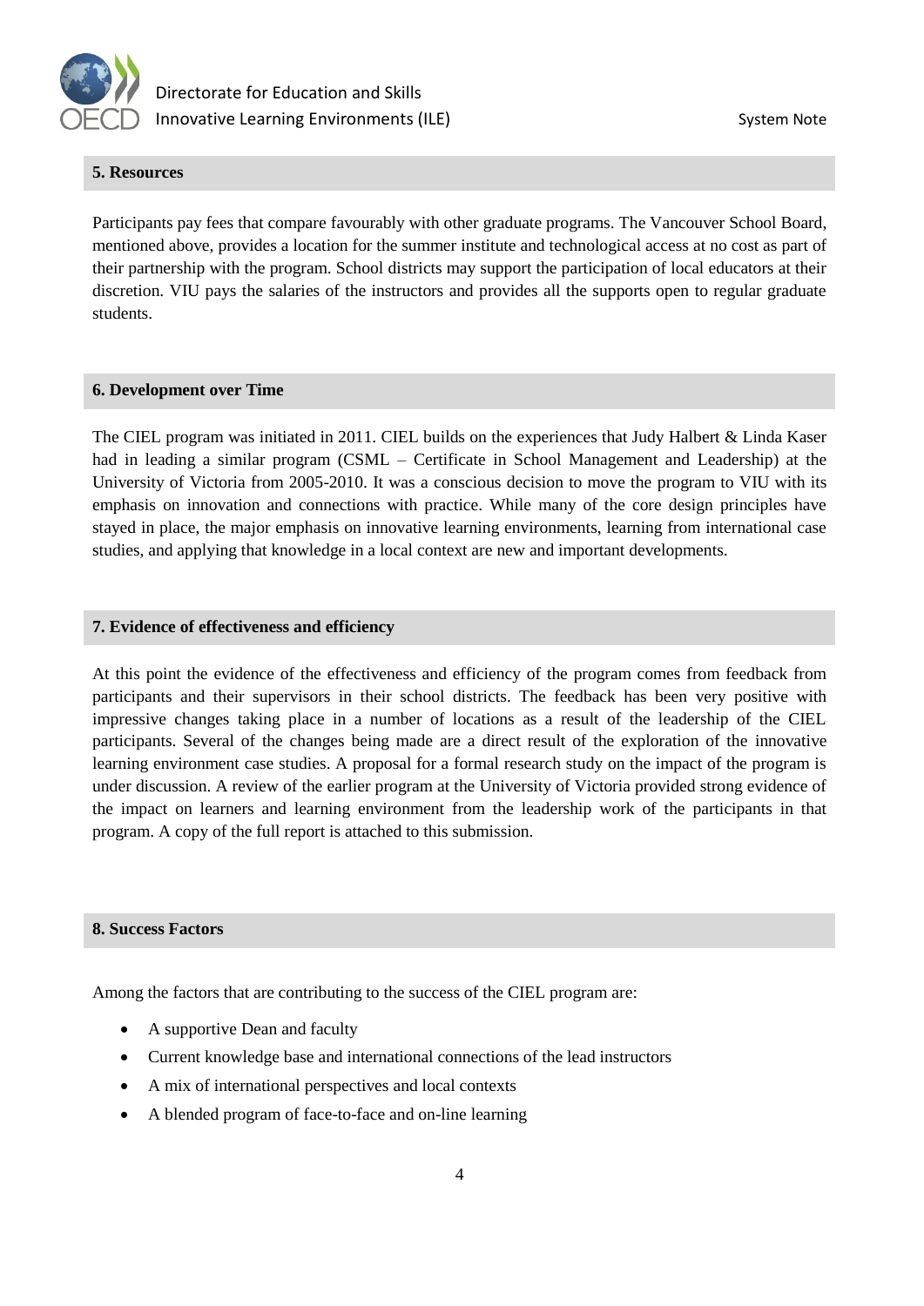## 5. Resources

Participants pay fees that compare favourably with other graduate programs. The Vancouver School Board, mentioned above, provides a location for the summer institute and technological access at no cost as part of their partnership with the program. School districts may support the participation of local educators at their discretion. VIU pays the salaries of the instructors and provides all the supports open to regular graduate students.

## 6. Development over Time

The CIEL program was initiated in 2011. CIEL builds on the experiences that Judy Halbert & Linda Kaser had in leading a similar program (CSML – Certificate in School Management and Leadership) at the University of Victoria from 2005-2010. It was a conscious decision to move the program to VIU with its emphasis on innovation and connections with practice. While many of the core design principles have stayed in place, the major emphasis on innovative learning environments, learning from international case studies, and applying that knowledge in a local context are new and important developments.

## 7. Evidence of effectiveness and efficiency

At this point the evidence of the effectiveness and efficiency of the program comes from feedback from participants and their supervisors in their school districts. The feedback has been very positive with impressive changes taking place in a number of locations as a result of the leadership of the CIEL participants. Several of the changes being made are a direct result of the exploration of the innovative learning environment case studies. A proposal for a formal research study on the impact of the program is under discussion. A review of the earlier program at the University of Victoria provided strong evidence of the impact on learners and learning environment from the leadership work of the participants in that program. A copy of the full report is attached to this submission.

## 8. Success Factors

Among the factors that are contributing to the success of the CIEL program are:

- A supportive Dean and faculty
- Current knowledge base and international connections of the lead instructors
- A mix of international perspectives and local contexts
- A blended program of face-to-face and on-line learning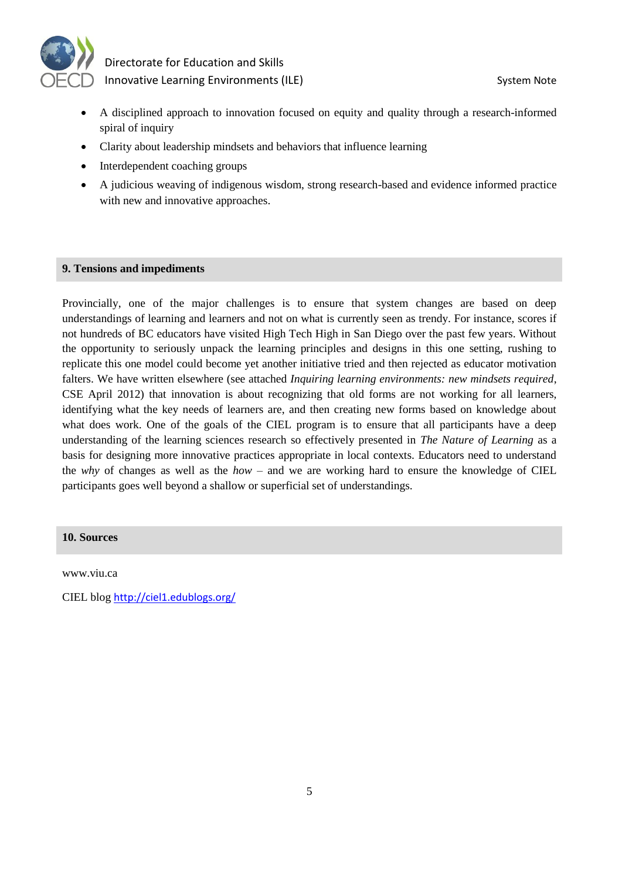- A disciplined approach to innovation focused on equity and quality through a research-informed spiral of inquiry
- Clarity about leadership mindsets and behaviors that influence learning
- Interdependent coaching groups
- A judicious weaving of indigenous wisdom, strong research-based and evidence informed practice with new and innovative approaches.

## 9. Tensions and impediments

Provincially, one of the major challenges is to ensure that system changes are based on deep understandings of learning and learners and not on what is currently seen as trendy. For instance, scores if not hundreds of BC educators have visited High Tech High in San Diego over the past few years. Without the opportunity to seriously unpack the learning principles and designs in this one setting, rushing to replicate this one model could become yet another initiative tried and then rejected as educator motivation falters. We have written elsewhere (see attached *Inquiring learning environments: new mindsets required*, CSE April 2012) that innovation is about recognizing that old forms are not working for all learners, identifying what the key needs of learners are, and then creating new forms based on knowledge about what does work. One of the goals of the CIEL program is to ensure that all participants have a deep understanding of the learning sciences research so effectively presented in *The Nature of Learning* as a basis for designing more innovative practices appropriate in local contexts. Educators need to understand the *why* of changes as well as the *how* – and we are working hard to ensure the knowledge of CIEL participants goes well beyond a shallow or superficial set of understandings.

## 10. Sources

www.viu.ca

CIEL blog http://ciel1.edublogs.org/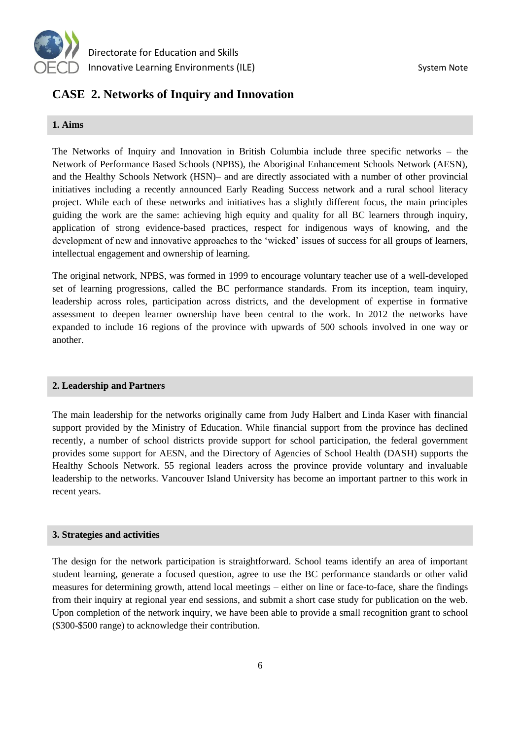# CASE 2. Networks of Inquiry and Innovation

## 1. Aims

The Networks of Inquiry and Innovation in British Columbia include three specific networks – the Network of Performance Based Schools (NPBS), the Aboriginal Enhancement Schools Network (AESN), and the Healthy Schools Network (HSN)– and are directly associated with a number of other provincial initiatives including a recently announced Early Reading Success network and a rural school literacy project. While each of these networks and initiatives has a slightly different focus, the main principles guiding the work are the same: achieving high equity and quality for all BC learners through inquiry, application of strong evidence-based practices, respect for indigenous ways of knowing, and the development of new and innovative approaches to the 'wicked' issues of success for all groups of learners, intellectual engagement and ownership of learning.

The original network, NPBS, was formed in 1999 to encourage voluntary teacher use of a well-developed set of learning progressions, called the BC performance standards. From its inception, team inquiry, leadership across roles, participation across districts, and the development of expertise in formative assessment to deepen learner ownership have been central to the work. In 2012 the networks have expanded to include 16 regions of the province with upwards of 500 schools involved in one way or another.

## 2. Leadership and Partners

The main leadership for the networks originally came from Judy Halbert and Linda Kaser with financial support provided by the Ministry of Education. While financial support from the province has declined recently, a number of school districts provide support for school participation, the federal government provides some support for AESN, and the Directory of Agencies of School Health (DASH) supports the Healthy Schools Network. 55 regional leaders across the province provide voluntary and invaluable leadership to the networks. Vancouver Island University has become an important partner to this work in recent years.

## 3. Strategies and activities

The design for the network participation is straightforward. School teams identify an area of important student learning, generate a focused question, agree to use the BC performance standards or other valid measures for determining growth, attend local meetings – either on line or face-to-face, share the findings from their inquiry at regional year end sessions, and submit a short case study for publication on the web. Upon completion of the network inquiry, we have been able to provide a small recognition grant to school ($300-$500 range) to acknowledge their contribution.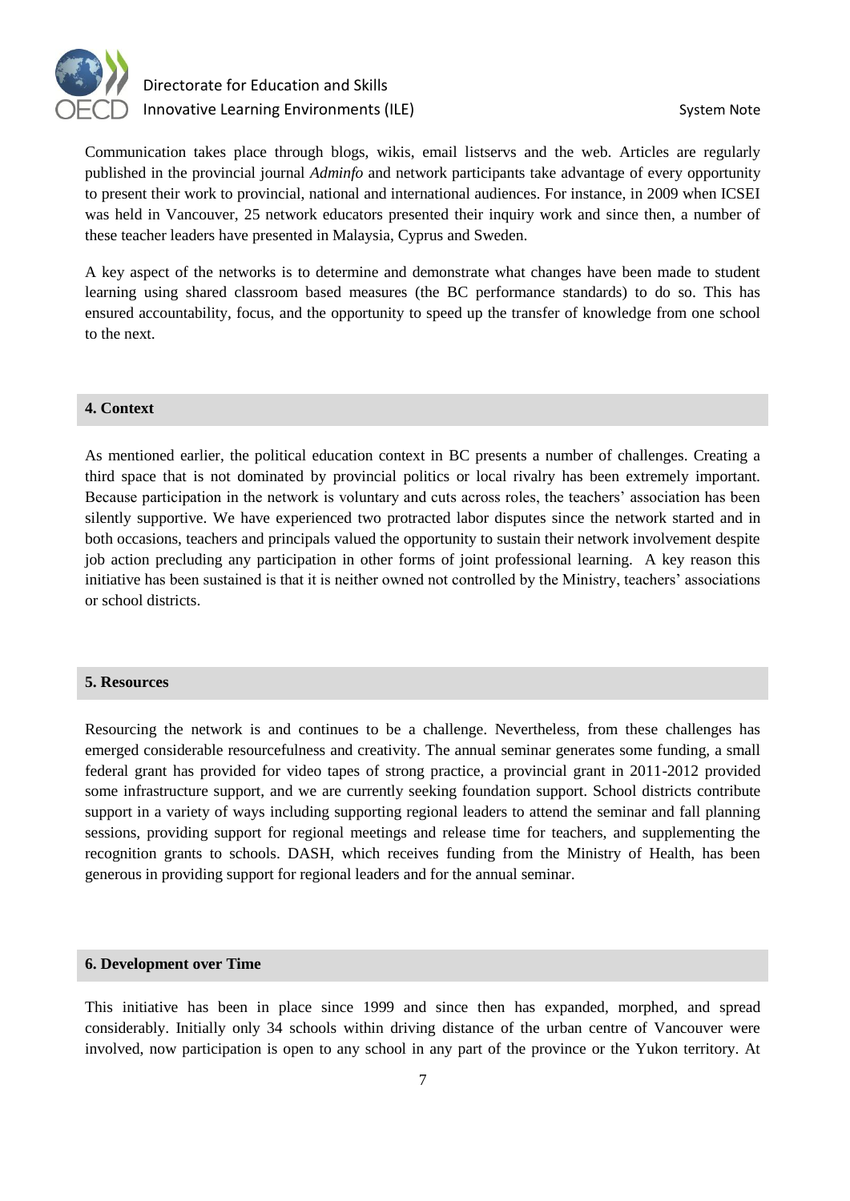Communication takes place through blogs, wikis, email listservs and the web. Articles are regularly published in the provincial journal *Adminfo* and network participants take advantage of every opportunity to present their work to provincial, national and international audiences. For instance, in 2009 when ICSEI was held in Vancouver, 25 network educators presented their inquiry work and since then, a number of these teacher leaders have presented in Malaysia, Cyprus and Sweden.

A key aspect of the networks is to determine and demonstrate what changes have been made to student learning using shared classroom based measures (the BC performance standards) to do so. This has ensured accountability, focus, and the opportunity to speed up the transfer of knowledge from one school to the next.

## 4. Context

As mentioned earlier, the political education context in BC presents a number of challenges. Creating a third space that is not dominated by provincial politics or local rivalry has been extremely important. Because participation in the network is voluntary and cuts across roles, the teachers' association has been silently supportive. We have experienced two protracted labor disputes since the network started and in both occasions, teachers and principals valued the opportunity to sustain their network involvement despite job action precluding any participation in other forms of joint professional learning. A key reason this initiative has been sustained is that it is neither owned not controlled by the Ministry, teachers' associations or school districts.

## 5. Resources

Resourcing the network is and continues to be a challenge. Nevertheless, from these challenges has emerged considerable resourcefulness and creativity. The annual seminar generates some funding, a small federal grant has provided for video tapes of strong practice, a provincial grant in 2011-2012 provided some infrastructure support, and we are currently seeking foundation support. School districts contribute support in a variety of ways including supporting regional leaders to attend the seminar and fall planning sessions, providing support for regional meetings and release time for teachers, and supplementing the recognition grants to schools. DASH, which receives funding from the Ministry of Health, has been generous in providing support for regional leaders and for the annual seminar.

## 6. Development over Time

This initiative has been in place since 1999 and since then has expanded, morphed, and spread considerably. Initially only 34 schools within driving distance of the urban centre of Vancouver were involved, now participation is open to any school in any part of the province or the Yukon territory. At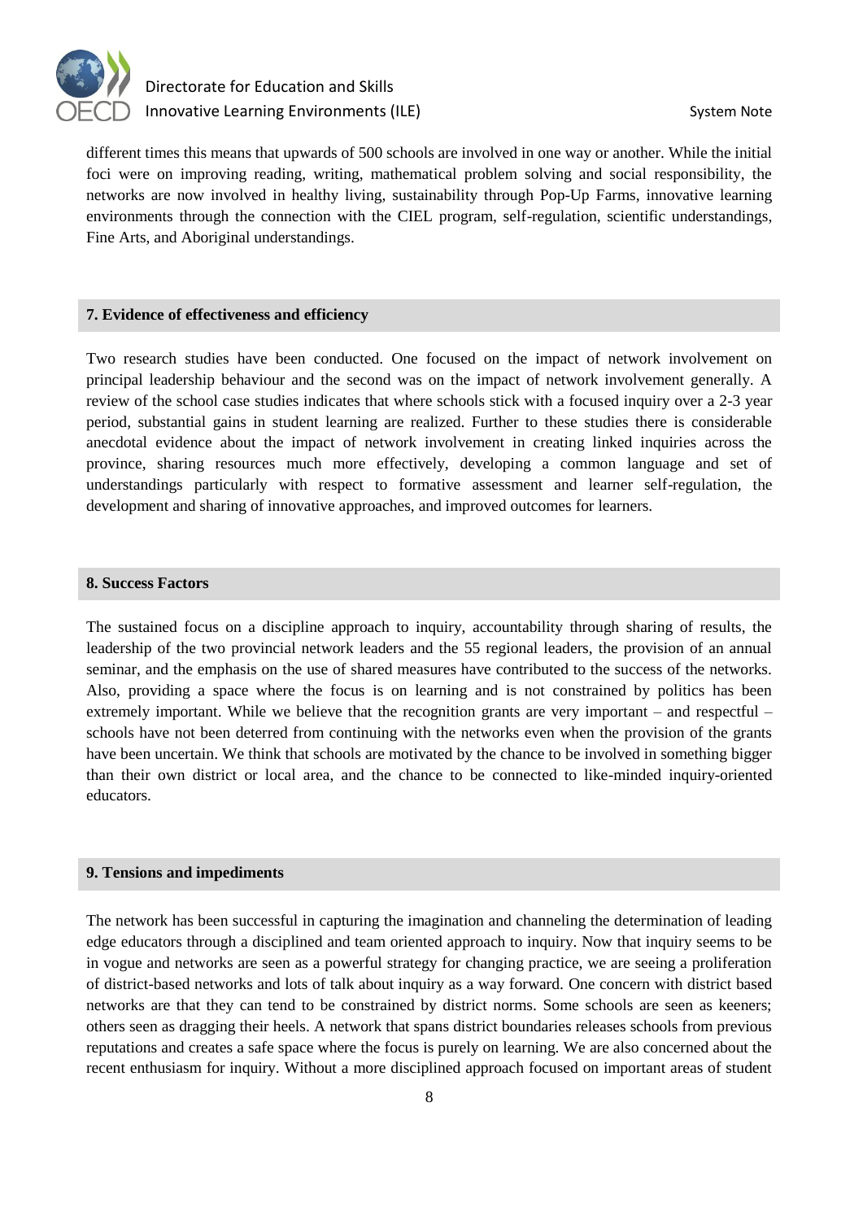different times this means that upwards of 500 schools are involved in one way or another. While the initial foci were on improving reading, writing, mathematical problem solving and social responsibility, the networks are now involved in healthy living, sustainability through Pop-Up Farms, innovative learning environments through the connection with the CIEL program, self-regulation, scientific understandings, Fine Arts, and Aboriginal understandings.

## 7. Evidence of effectiveness and efficiency

Two research studies have been conducted. One focused on the impact of network involvement on principal leadership behaviour and the second was on the impact of network involvement generally. A review of the school case studies indicates that where schools stick with a focused inquiry over a 2-3 year period, substantial gains in student learning are realized. Further to these studies there is considerable anecdotal evidence about the impact of network involvement in creating linked inquiries across the province, sharing resources much more effectively, developing a common language and set of understandings particularly with respect to formative assessment and learner self-regulation, the development and sharing of innovative approaches, and improved outcomes for learners.

## 8. Success Factors

The sustained focus on a discipline approach to inquiry, accountability through sharing of results, the leadership of the two provincial network leaders and the 55 regional leaders, the provision of an annual seminar, and the emphasis on the use of shared measures have contributed to the success of the networks. Also, providing a space where the focus is on learning and is not constrained by politics has been extremely important. While we believe that the recognition grants are very important – and respectful – schools have not been deterred from continuing with the networks even when the provision of the grants have been uncertain. We think that schools are motivated by the chance to be involved in something bigger than their own district or local area, and the chance to be connected to like-minded inquiry-oriented educators.

## 9. Tensions and impediments

The network has been successful in capturing the imagination and channeling the determination of leading edge educators through a disciplined and team oriented approach to inquiry. Now that inquiry seems to be in vogue and networks are seen as a powerful strategy for changing practice, we are seeing a proliferation of district-based networks and lots of talk about inquiry as a way forward. One concern with district based networks are that they can tend to be constrained by district norms. Some schools are seen as keeners; others seen as dragging their heels. A network that spans district boundaries releases schools from previous reputations and creates a safe space where the focus is purely on learning. We are also concerned about the recent enthusiasm for inquiry. Without a more disciplined approach focused on important areas of student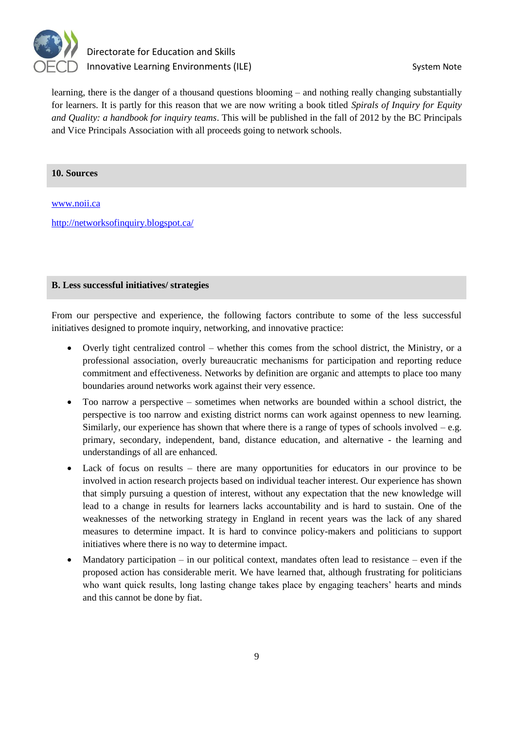learning, there is the danger of a thousand questions blooming – and nothing really changing substantially for learners. It is partly for this reason that we are now writing a book titled *Spirals of Inquiry for Equity and Quality: a handbook for inquiry teams*. This will be published in the fall of 2012 by the BC Principals and Vice Principals Association with all proceeds going to network schools.

## 10. Sources

[www.noii.ca](www.noii.ca)

[http://networksofinquiry.blogspot.ca/](http://networksofinquiry.blogspot.ca/)

## B. Less successful initiatives/ strategies

From our perspective and experience, the following factors contribute to some of the less successful initiatives designed to promote inquiry, networking, and innovative practice:

- Overly tight centralized control – whether this comes from the school district, the Ministry, or a professional association, overly bureaucratic mechanisms for participation and reporting reduce commitment and effectiveness. Networks by definition are organic and attempts to place too many boundaries around networks work against their very essence.
- Too narrow a perspective – sometimes when networks are bounded within a school district, the perspective is too narrow and existing district norms can work against openness to new learning. Similarly, our experience has shown that where there is a range of types of schools involved – e.g. primary, secondary, independent, band, distance education, and alternative - the learning and understandings of all are enhanced.
- Lack of focus on results – there are many opportunities for educators in our province to be involved in action research projects based on individual teacher interest. Our experience has shown that simply pursuing a question of interest, without any expectation that the new knowledge will lead to a change in results for learners lacks accountability and is hard to sustain. One of the weaknesses of the networking strategy in England in recent years was the lack of any shared measures to determine impact. It is hard to convince policy-makers and politicians to support initiatives where there is no way to determine impact.
- Mandatory participation – in our political context, mandates often lead to resistance – even if the proposed action has considerable merit. We have learned that, although frustrating for politicians who want quick results, long lasting change takes place by engaging teachers' hearts and minds and this cannot be done by fiat.